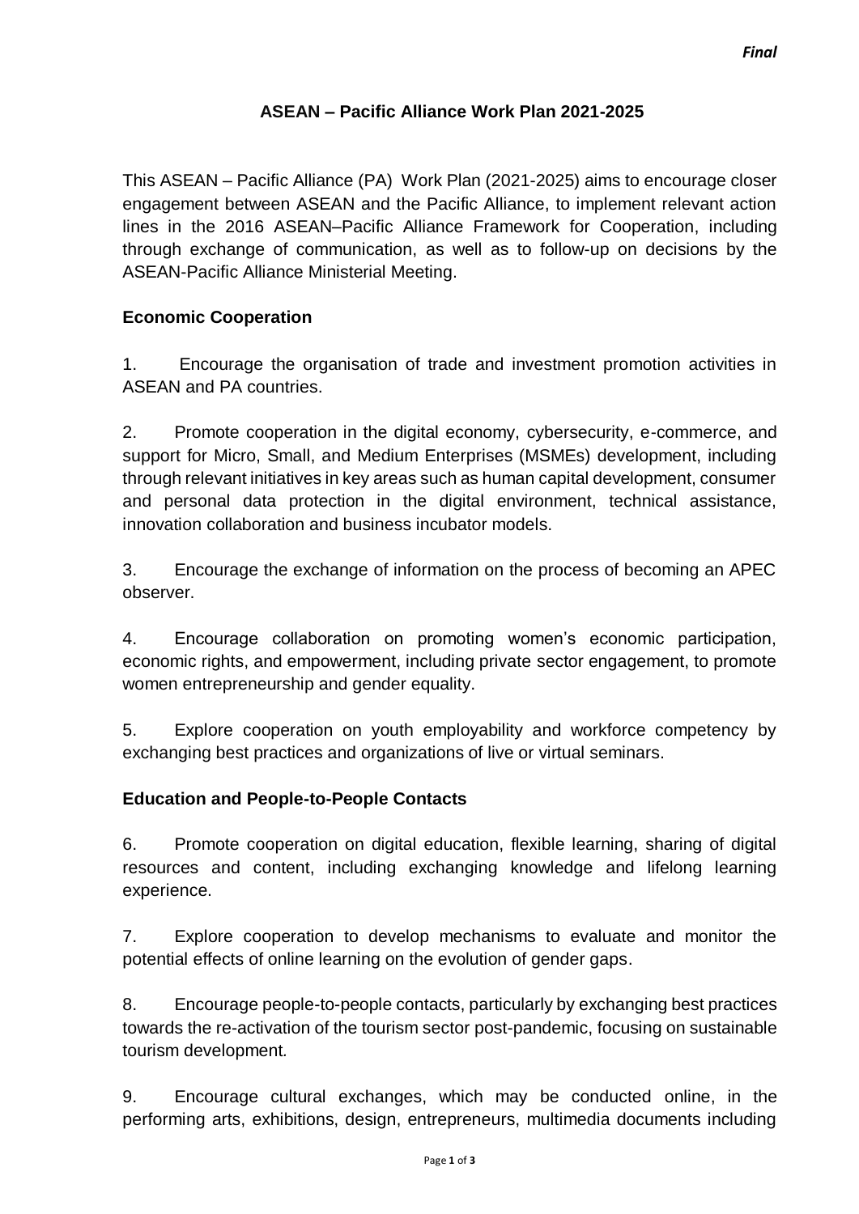*Final*

# ASEAN – Pacific Alliance Work Plan 2021-2025

This ASEAN – Pacific Alliance (PA) Work Plan (2021-2025) aims to encourage closer engagement between ASEAN and the Pacific Alliance, to implement relevant action lines in the 2016 ASEAN–Pacific Alliance Framework for Cooperation, including through exchange of communication, as well as to follow-up on decisions by the ASEAN-Pacific Alliance Ministerial Meeting.

## Economic Cooperation

1. Encourage the organisation of trade and investment promotion activities in ASEAN and PA countries.

2. Promote cooperation in the digital economy, cybersecurity, e-commerce, and support for Micro, Small, and Medium Enterprises (MSMEs) development, including through relevant initiatives in key areas such as human capital development, consumer and personal data protection in the digital environment, technical assistance, innovation collaboration and business incubator models.

3. Encourage the exchange of information on the process of becoming an APEC observer.

4. Encourage collaboration on promoting women's economic participation, economic rights, and empowerment, including private sector engagement, to promote women entrepreneurship and gender equality.

5. Explore cooperation on youth employability and workforce competency by exchanging best practices and organizations of live or virtual seminars.

## Education and People-to-People Contacts

6. Promote cooperation on digital education, flexible learning, sharing of digital resources and content, including exchanging knowledge and lifelong learning experience.

7. Explore cooperation to develop mechanisms to evaluate and monitor the potential effects of online learning on the evolution of gender gaps.

8. Encourage people-to-people contacts, particularly by exchanging best practices towards the re-activation of the tourism sector post-pandemic, focusing on sustainable tourism development.

9. Encourage cultural exchanges, which may be conducted online, in the performing arts, exhibitions, design, entrepreneurs, multimedia documents including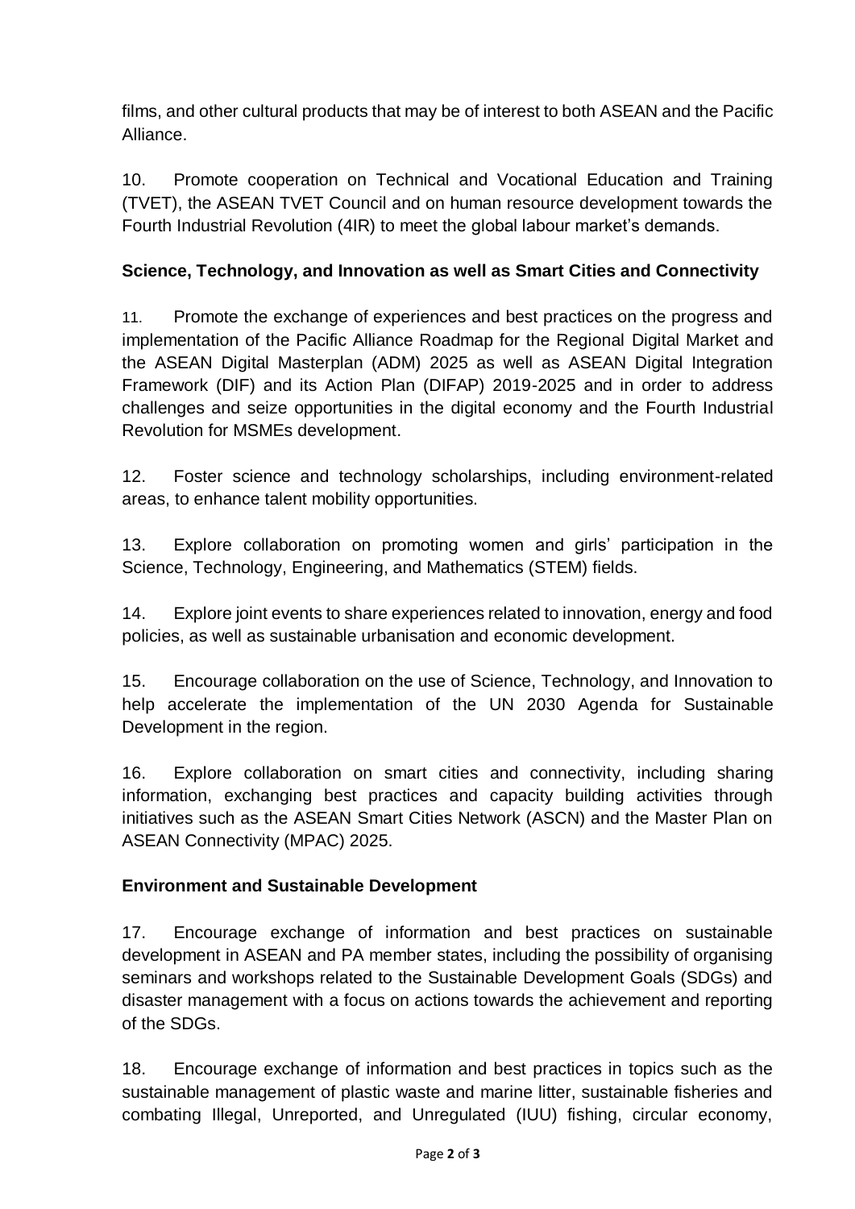films, and other cultural products that may be of interest to both ASEAN and the Pacific Alliance.

10. Promote cooperation on Technical and Vocational Education and Training (TVET), the ASEAN TVET Council and on human resource development towards the Fourth Industrial Revolution (4IR) to meet the global labour market's demands.

**Science, Technology, and Innovation as well as Smart Cities and Connectivity**

11. Promote the exchange of experiences and best practices on the progress and implementation of the Pacific Alliance Roadmap for the Regional Digital Market and the ASEAN Digital Masterplan (ADM) 2025 as well as ASEAN Digital Integration Framework (DIF) and its Action Plan (DIFAP) 2019-2025 and in order to address challenges and seize opportunities in the digital economy and the Fourth Industrial Revolution for MSMEs development.

12. Foster science and technology scholarships, including environment-related areas, to enhance talent mobility opportunities.

13. Explore collaboration on promoting women and girls' participation in the Science, Technology, Engineering, and Mathematics (STEM) fields.

14. Explore joint events to share experiences related to innovation, energy and food policies, as well as sustainable urbanisation and economic development.

15. Encourage collaboration on the use of Science, Technology, and Innovation to help accelerate the implementation of the UN 2030 Agenda for Sustainable Development in the region.

16. Explore collaboration on smart cities and connectivity, including sharing information, exchanging best practices and capacity building activities through initiatives such as the ASEAN Smart Cities Network (ASCN) and the Master Plan on ASEAN Connectivity (MPAC) 2025.

**Environment and Sustainable Development**

17. Encourage exchange of information and best practices on sustainable development in ASEAN and PA member states, including the possibility of organising seminars and workshops related to the Sustainable Development Goals (SDGs) and disaster management with a focus on actions towards the achievement and reporting of the SDGs.

18. Encourage exchange of information and best practices in topics such as the sustainable management of plastic waste and marine litter, sustainable fisheries and combating Illegal, Unreported, and Unregulated (IUU) fishing, circular economy,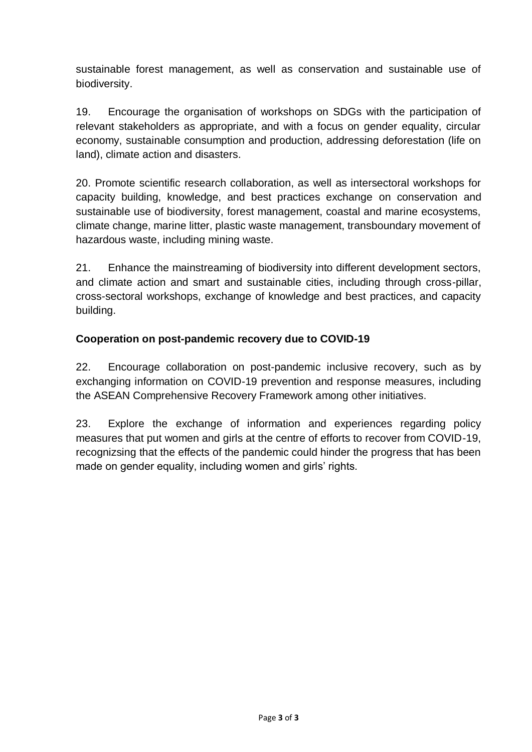sustainable forest management, as well as conservation and sustainable use of biodiversity.

19. Encourage the organisation of workshops on SDGs with the participation of relevant stakeholders as appropriate, and with a focus on gender equality, circular economy, sustainable consumption and production, addressing deforestation (life on land), climate action and disasters.

20. Promote scientific research collaboration, as well as intersectoral workshops for capacity building, knowledge, and best practices exchange on conservation and sustainable use of biodiversity, forest management, coastal and marine ecosystems, climate change, marine litter, plastic waste management, transboundary movement of hazardous waste, including mining waste.

21. Enhance the mainstreaming of biodiversity into different development sectors, and climate action and smart and sustainable cities, including through cross-pillar, cross-sectoral workshops, exchange of knowledge and best practices, and capacity building.

**Cooperation on post-pandemic recovery due to COVID-19**

22. Encourage collaboration on post-pandemic inclusive recovery, such as by exchanging information on COVID-19 prevention and response measures, including the ASEAN Comprehensive Recovery Framework among other initiatives.

23. Explore the exchange of information and experiences regarding policy measures that put women and girls at the centre of efforts to recover from COVID-19, recognizsing that the effects of the pandemic could hinder the progress that has been made on gender equality, including women and girls' rights.